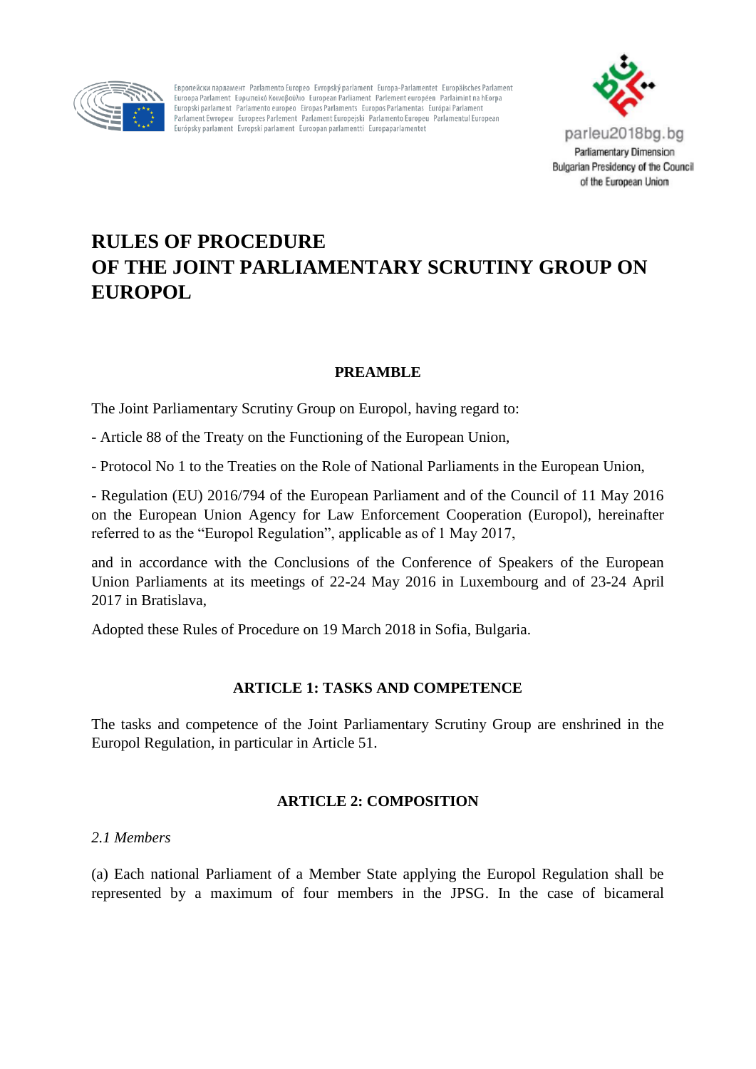# RULES OF PROCEDURE OF THE JOINT PARLIAMENTARY SCRUTINY GROUP ON EUROPOL

## PREAMBLE

The Joint Parliamentary Scrutiny Group on Europol, having regard to:

- Article 88 of the Treaty on the Functioning of the European Union,

- Protocol No 1 to the Treaties on the Role of National Parliaments in the European Union,

- Regulation (EU) 2016/794 of the European Parliament and of the Council of 11 May 2016 on the European Union Agency for Law Enforcement Cooperation (Europol), hereinafter referred to as the "Europol Regulation", applicable as of 1 May 2017,

and in accordance with the Conclusions of the Conference of Speakers of the European Union Parliaments at its meetings of 22-24 May 2016 in Luxembourg and of 23-24 April 2017 in Bratislava,

Adopted these Rules of Procedure on 19 March 2018 in Sofia, Bulgaria.

## ARTICLE 1: TASKS AND COMPETENCE

The tasks and competence of the Joint Parliamentary Scrutiny Group are enshrined in the Europol Regulation, in particular in Article 51.

## ARTICLE 2: COMPOSITION

*2.1 Members*

(a) Each national Parliament of a Member State applying the Europol Regulation shall be represented by a maximum of four members in the JPSG. In the case of bicameral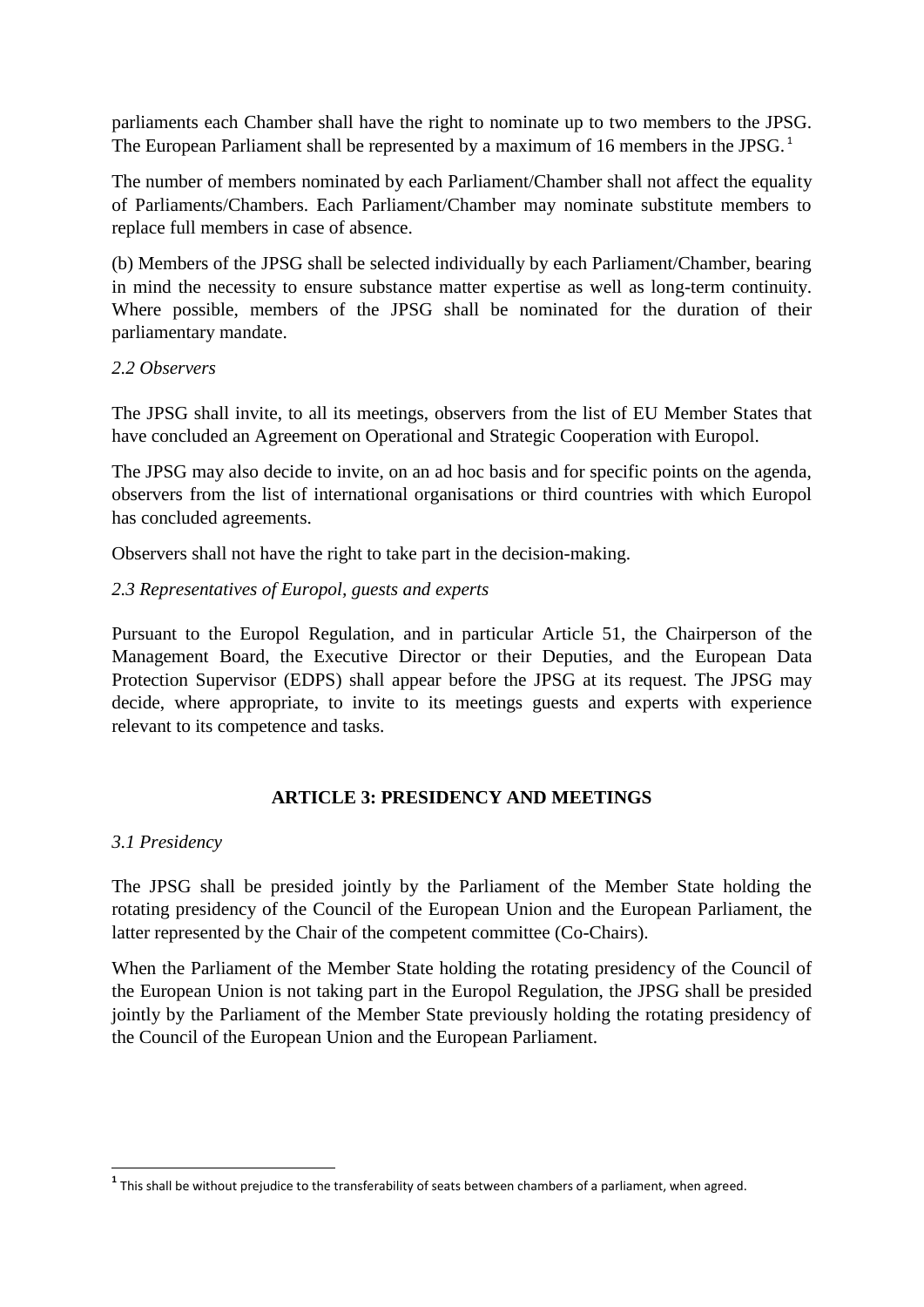parliaments each Chamber shall have the right to nominate up to two members to the JPSG. The European Parliament shall be represented by a maximum of 16 members in the JPSG.[1]

The number of members nominated by each Parliament/Chamber shall not affect the equality of Parliaments/Chambers. Each Parliament/Chamber may nominate substitute members to replace full members in case of absence.

(b) Members of the JPSG shall be selected individually by each Parliament/Chamber, bearing in mind the necessity to ensure substance matter expertise as well as long-term continuity. Where possible, members of the JPSG shall be nominated for the duration of their parliamentary mandate.

*2.2 Observers*

The JPSG shall invite, to all its meetings, observers from the list of EU Member States that have concluded an Agreement on Operational and Strategic Cooperation with Europol.

The JPSG may also decide to invite, on an ad hoc basis and for specific points on the agenda, observers from the list of international organisations or third countries with which Europol has concluded agreements.

Observers shall not have the right to take part in the decision-making.

*2.3 Representatives of Europol, guests and experts*

Pursuant to the Europol Regulation, and in particular Article 51, the Chairperson of the Management Board, the Executive Director or their Deputies, and the European Data Protection Supervisor (EDPS) shall appear before the JPSG at its request. The JPSG may decide, where appropriate, to invite to its meetings guests and experts with experience relevant to its competence and tasks.

## ARTICLE 3: PRESIDENCY AND MEETINGS

*3.1 Presidency*

The JPSG shall be presided jointly by the Parliament of the Member State holding the rotating presidency of the Council of the European Union and the European Parliament, the latter represented by the Chair of the competent committee (Co-Chairs).

When the Parliament of the Member State holding the rotating presidency of the Council of the European Union is not taking part in the Europol Regulation, the JPSG shall be presided jointly by the Parliament of the Member State previously holding the rotating presidency of the Council of the European Union and the European Parliament.

---

[1] This shall be without prejudice to the transferability of seats between chambers of a parliament, when agreed.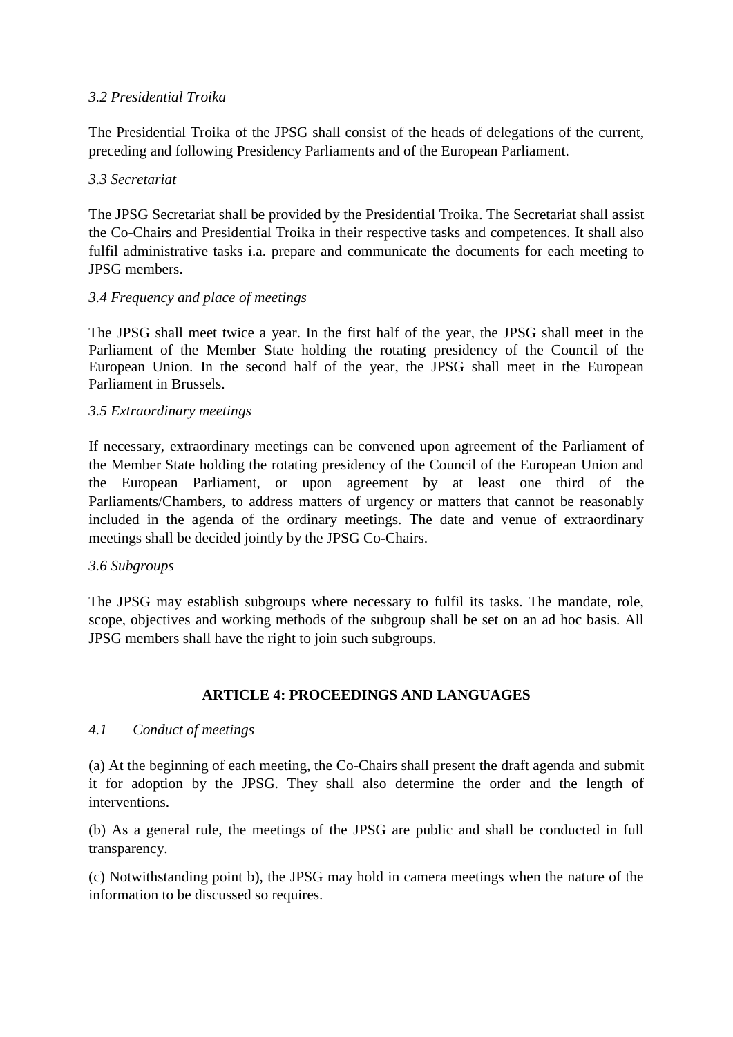*3.2 Presidential Troika*

The Presidential Troika of the JPSG shall consist of the heads of delegations of the current, preceding and following Presidency Parliaments and of the European Parliament.

*3.3 Secretariat*

The JPSG Secretariat shall be provided by the Presidential Troika. The Secretariat shall assist the Co-Chairs and Presidential Troika in their respective tasks and competences. It shall also fulfil administrative tasks i.a. prepare and communicate the documents for each meeting to JPSG members.

*3.4 Frequency and place of meetings*

The JPSG shall meet twice a year. In the first half of the year, the JPSG shall meet in the Parliament of the Member State holding the rotating presidency of the Council of the European Union. In the second half of the year, the JPSG shall meet in the European Parliament in Brussels.

*3.5 Extraordinary meetings*

If necessary, extraordinary meetings can be convened upon agreement of the Parliament of the Member State holding the rotating presidency of the Council of the European Union and the European Parliament, or upon agreement by at least one third of the Parliaments/Chambers, to address matters of urgency or matters that cannot be reasonably included in the agenda of the ordinary meetings. The date and venue of extraordinary meetings shall be decided jointly by the JPSG Co-Chairs.

*3.6 Subgroups*

The JPSG may establish subgroups where necessary to fulfil its tasks. The mandate, role, scope, objectives and working methods of the subgroup shall be set on an ad hoc basis. All JPSG members shall have the right to join such subgroups.

## ARTICLE 4: PROCEEDINGS AND LANGUAGES

*4.1 Conduct of meetings*

(a) At the beginning of each meeting, the Co-Chairs shall present the draft agenda and submit it for adoption by the JPSG. They shall also determine the order and the length of interventions.

(b) As a general rule, the meetings of the JPSG are public and shall be conducted in full transparency.

(c) Notwithstanding point b), the JPSG may hold in camera meetings when the nature of the information to be discussed so requires.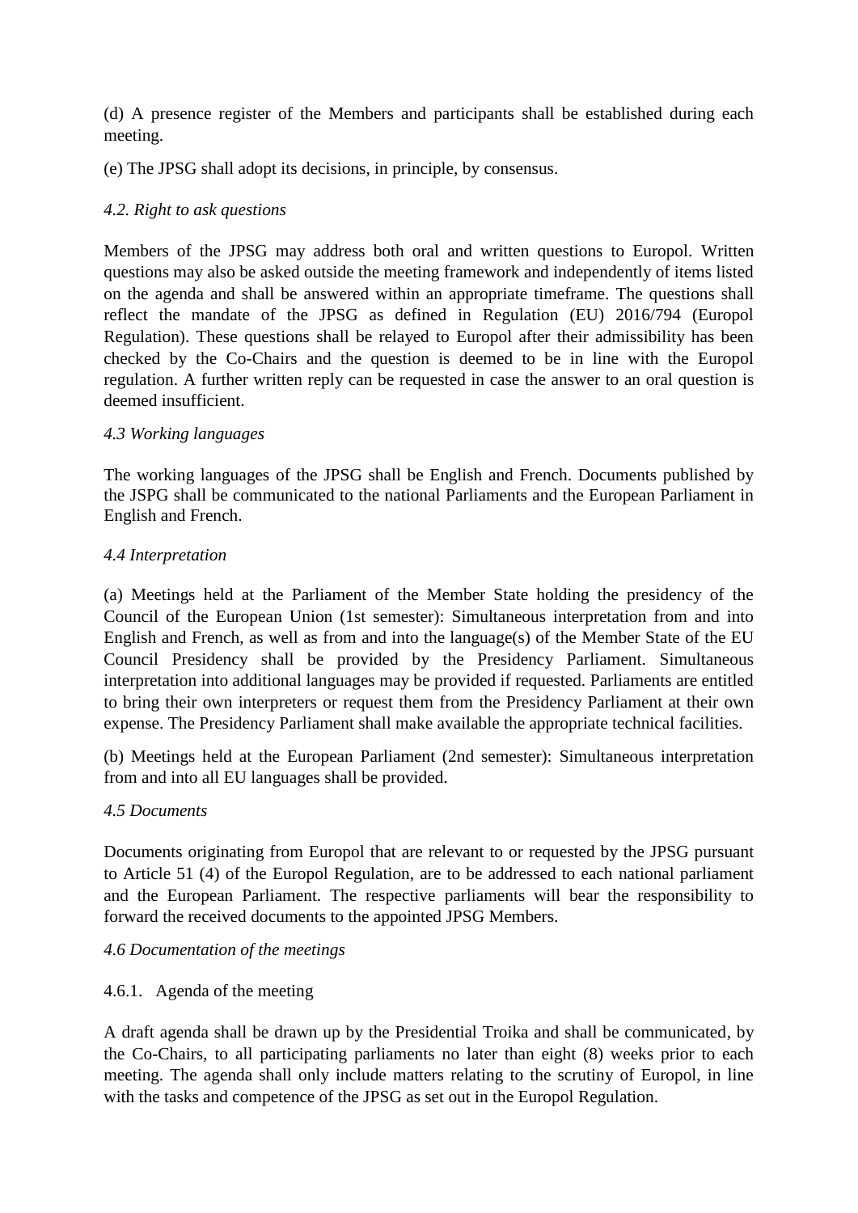(d) A presence register of the Members and participants shall be established during each meeting.

(e) The JPSG shall adopt its decisions, in principle, by consensus.

*4.2. Right to ask questions*

Members of the JPSG may address both oral and written questions to Europol. Written questions may also be asked outside the meeting framework and independently of items listed on the agenda and shall be answered within an appropriate timeframe. The questions shall reflect the mandate of the JPSG as defined in Regulation (EU) 2016/794 (Europol Regulation). These questions shall be relayed to Europol after their admissibility has been checked by the Co-Chairs and the question is deemed to be in line with the Europol regulation. A further written reply can be requested in case the answer to an oral question is deemed insufficient.

*4.3 Working languages*

The working languages of the JPSG shall be English and French. Documents published by the JSPG shall be communicated to the national Parliaments and the European Parliament in English and French.

*4.4 Interpretation*

(a) Meetings held at the Parliament of the Member State holding the presidency of the Council of the European Union (1st semester): Simultaneous interpretation from and into English and French, as well as from and into the language(s) of the Member State of the EU Council Presidency shall be provided by the Presidency Parliament. Simultaneous interpretation into additional languages may be provided if requested. Parliaments are entitled to bring their own interpreters or request them from the Presidency Parliament at their own expense. The Presidency Parliament shall make available the appropriate technical facilities.

(b) Meetings held at the European Parliament (2nd semester): Simultaneous interpretation from and into all EU languages shall be provided.

*4.5 Documents*

Documents originating from Europol that are relevant to or requested by the JPSG pursuant to Article 51 (4) of the Europol Regulation, are to be addressed to each national parliament and the European Parliament. The respective parliaments will bear the responsibility to forward the received documents to the appointed JPSG Members.

*4.6 Documentation of the meetings*

4.6.1. Agenda of the meeting

A draft agenda shall be drawn up by the Presidential Troika and shall be communicated, by the Co-Chairs, to all participating parliaments no later than eight (8) weeks prior to each meeting. The agenda shall only include matters relating to the scrutiny of Europol, in line with the tasks and competence of the JPSG as set out in the Europol Regulation.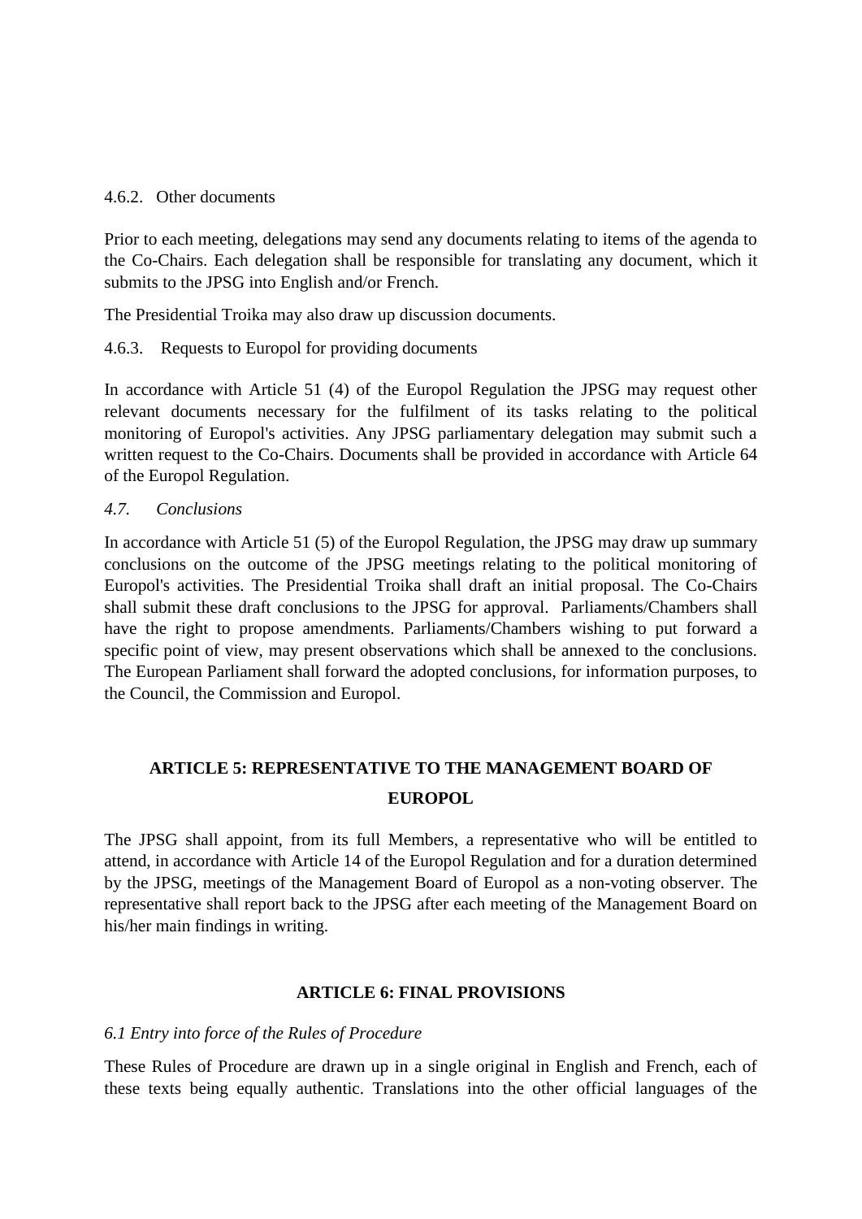4.6.2. Other documents

Prior to each meeting, delegations may send any documents relating to items of the agenda to the Co-Chairs. Each delegation shall be responsible for translating any document, which it submits to the JPSG into English and/or French.

The Presidential Troika may also draw up discussion documents.

4.6.3. Requests to Europol for providing documents

In accordance with Article 51 (4) of the Europol Regulation the JPSG may request other relevant documents necessary for the fulfilment of its tasks relating to the political monitoring of Europol's activities. Any JPSG parliamentary delegation may submit such a written request to the Co-Chairs. Documents shall be provided in accordance with Article 64 of the Europol Regulation.

*4.7. Conclusions*

In accordance with Article 51 (5) of the Europol Regulation, the JPSG may draw up summary conclusions on the outcome of the JPSG meetings relating to the political monitoring of Europol's activities. The Presidential Troika shall draft an initial proposal. The Co-Chairs shall submit these draft conclusions to the JPSG for approval. Parliaments/Chambers shall have the right to propose amendments. Parliaments/Chambers wishing to put forward a specific point of view, may present observations which shall be annexed to the conclusions. The European Parliament shall forward the adopted conclusions, for information purposes, to the Council, the Commission and Europol.

## ARTICLE 5: REPRESENTATIVE TO THE MANAGEMENT BOARD OF EUROPOL

The JPSG shall appoint, from its full Members, a representative who will be entitled to attend, in accordance with Article 14 of the Europol Regulation and for a duration determined by the JPSG, meetings of the Management Board of Europol as a non-voting observer. The representative shall report back to the JPSG after each meeting of the Management Board on his/her main findings in writing.

## ARTICLE 6: FINAL PROVISIONS

*6.1 Entry into force of the Rules of Procedure*

These Rules of Procedure are drawn up in a single original in English and French, each of these texts being equally authentic. Translations into the other official languages of the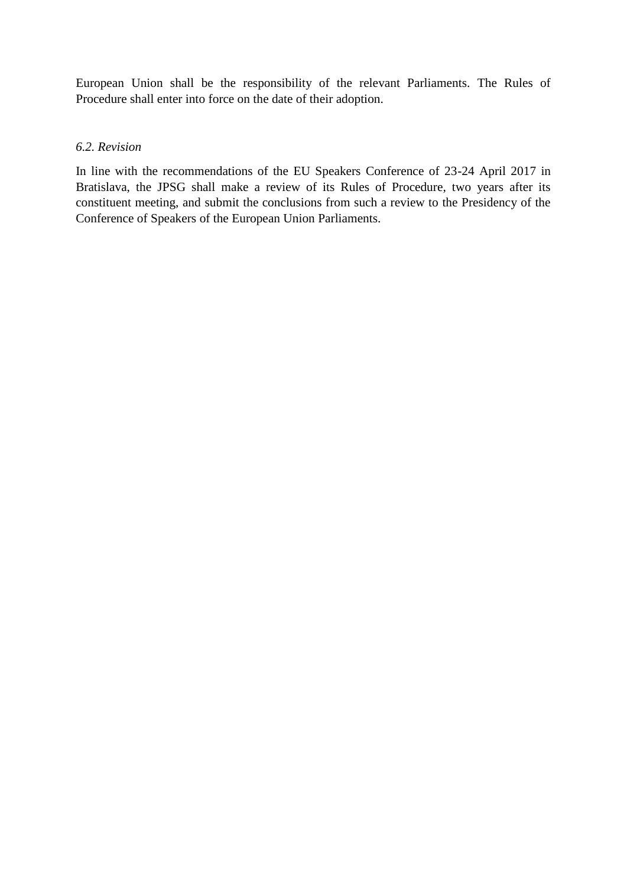European Union shall be the responsibility of the relevant Parliaments. The Rules of Procedure shall enter into force on the date of their adoption.

*6.2. Revision*

In line with the recommendations of the EU Speakers Conference of 23-24 April 2017 in Bratislava, the JPSG shall make a review of its Rules of Procedure, two years after its constituent meeting, and submit the conclusions from such a review to the Presidency of the Conference of Speakers of the European Union Parliaments.